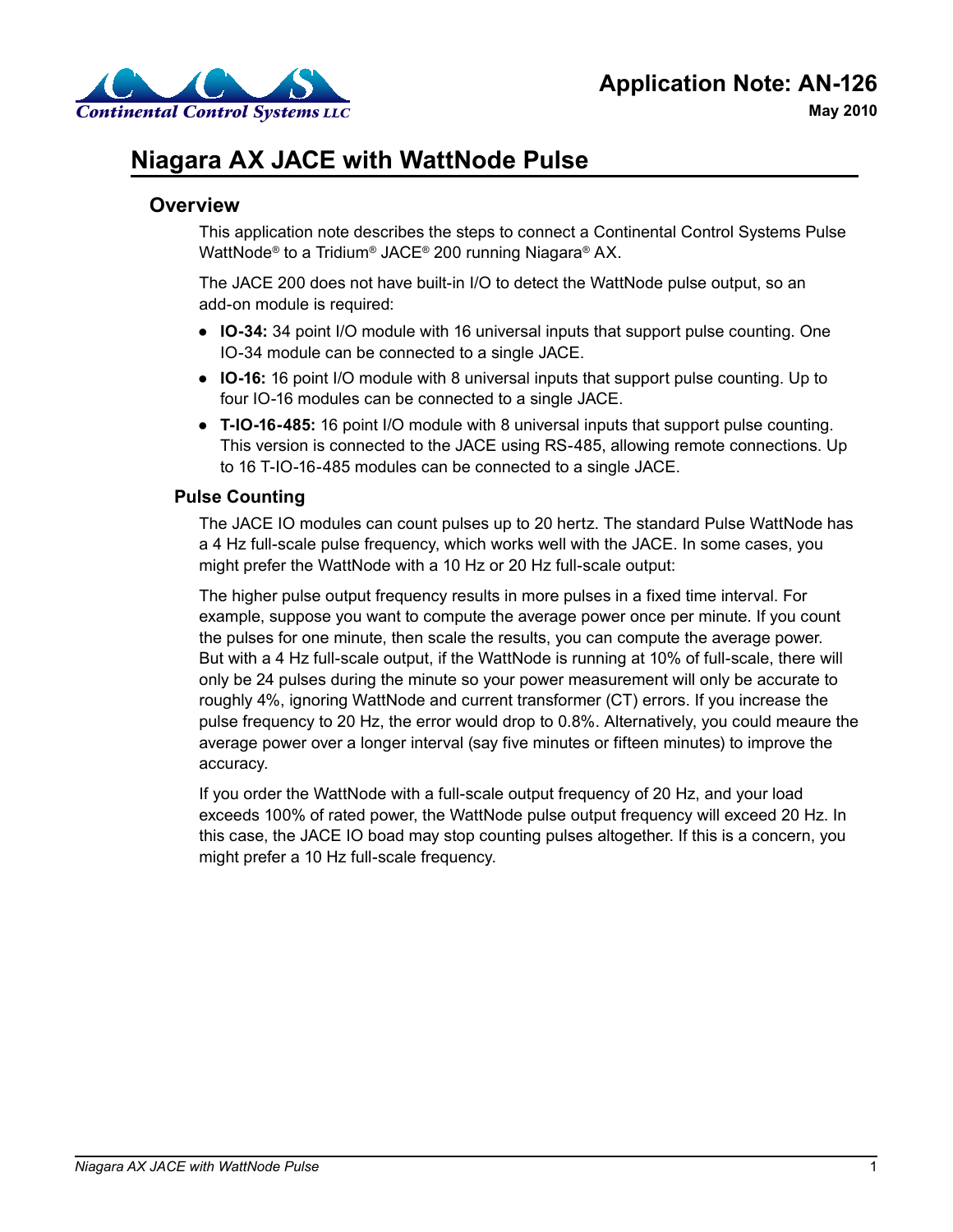Continental Control Systems LLC

# Application Note: AN-126

**May 2010**

# Niagara AX JACE with WattNode Pulse

## Overview

This application note describes the steps to connect a Continental Control Systems Pulse WattNode® to a Tridium® JACE® 200 running Niagara® AX.

The JACE 200 does not have built-in I/O to detect the WattNode pulse output, so an add-on module is required:

- **IO-34:** 34 point I/O module with 16 universal inputs that support pulse counting. One IO-34 module can be connected to a single JACE.
- **IO-16:** 16 point I/O module with 8 universal inputs that support pulse counting. Up to four IO-16 modules can be connected to a single JACE.
- **T-IO-16-485:** 16 point I/O module with 8 universal inputs that support pulse counting. This version is connected to the JACE using RS-485, allowing remote connections. Up to 16 T-IO-16-485 modules can be connected to a single JACE.

### Pulse Counting

The JACE IO modules can count pulses up to 20 hertz. The standard Pulse WattNode has a 4 Hz full-scale pulse frequency, which works well with the JACE. In some cases, you might prefer the WattNode with a 10 Hz or 20 Hz full-scale output:

The higher pulse output frequency results in more pulses in a fixed time interval. For example, suppose you want to compute the average power once per minute. If you count the pulses for one minute, then scale the results, you can compute the average power. But with a 4 Hz full-scale output, if the WattNode is running at 10% of full-scale, there will only be 24 pulses during the minute so your power measurement will only be accurate to roughly 4%, ignoring WattNode and current transformer (CT) errors. If you increase the pulse frequency to 20 Hz, the error would drop to 0.8%. Alternatively, you could meaure the average power over a longer interval (say five minutes or fifteen minutes) to improve the accuracy.

If you order the WattNode with a full-scale output frequency of 20 Hz, and your load exceeds 100% of rated power, the WattNode pulse output frequency will exceed 20 Hz. In this case, the JACE IO boad may stop counting pulses altogether. If this is a concern, you might prefer a 10 Hz full-scale frequency.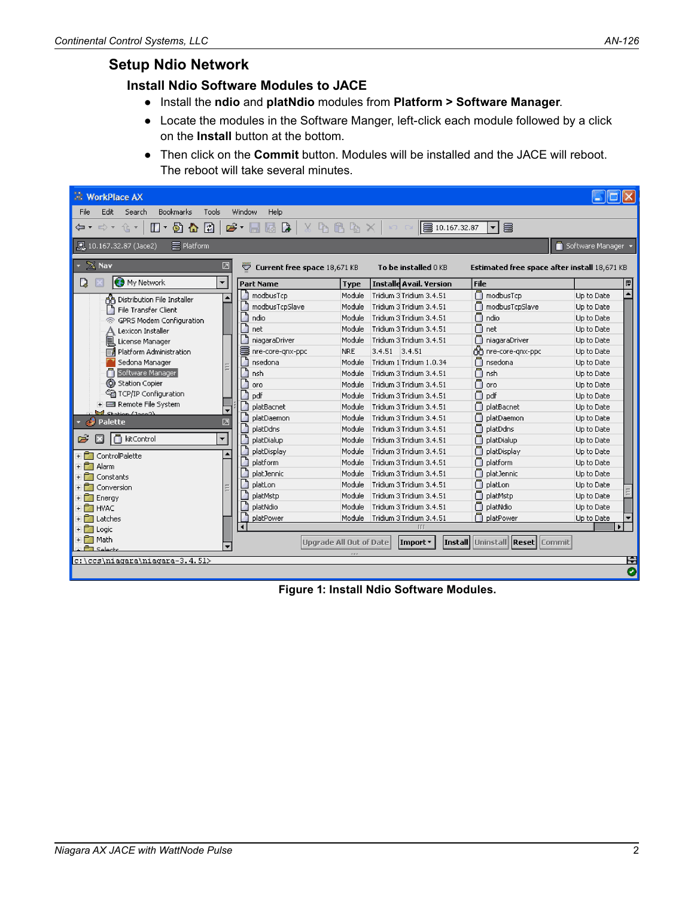## Setup Ndio Network

### Install Ndio Software Modules to JACE

- Install the **ndio** and **platNdio** modules from **Platform > Software Manager**.
- Locate the modules in the Software Manger, left-click each module followed by a click on the **Install** button at the bottom.
- Then click on the **Commit** button. Modules will be installed and the JACE will reboot. The reboot will take several minutes.

**Figure 1: Install Ndio Software Modules.**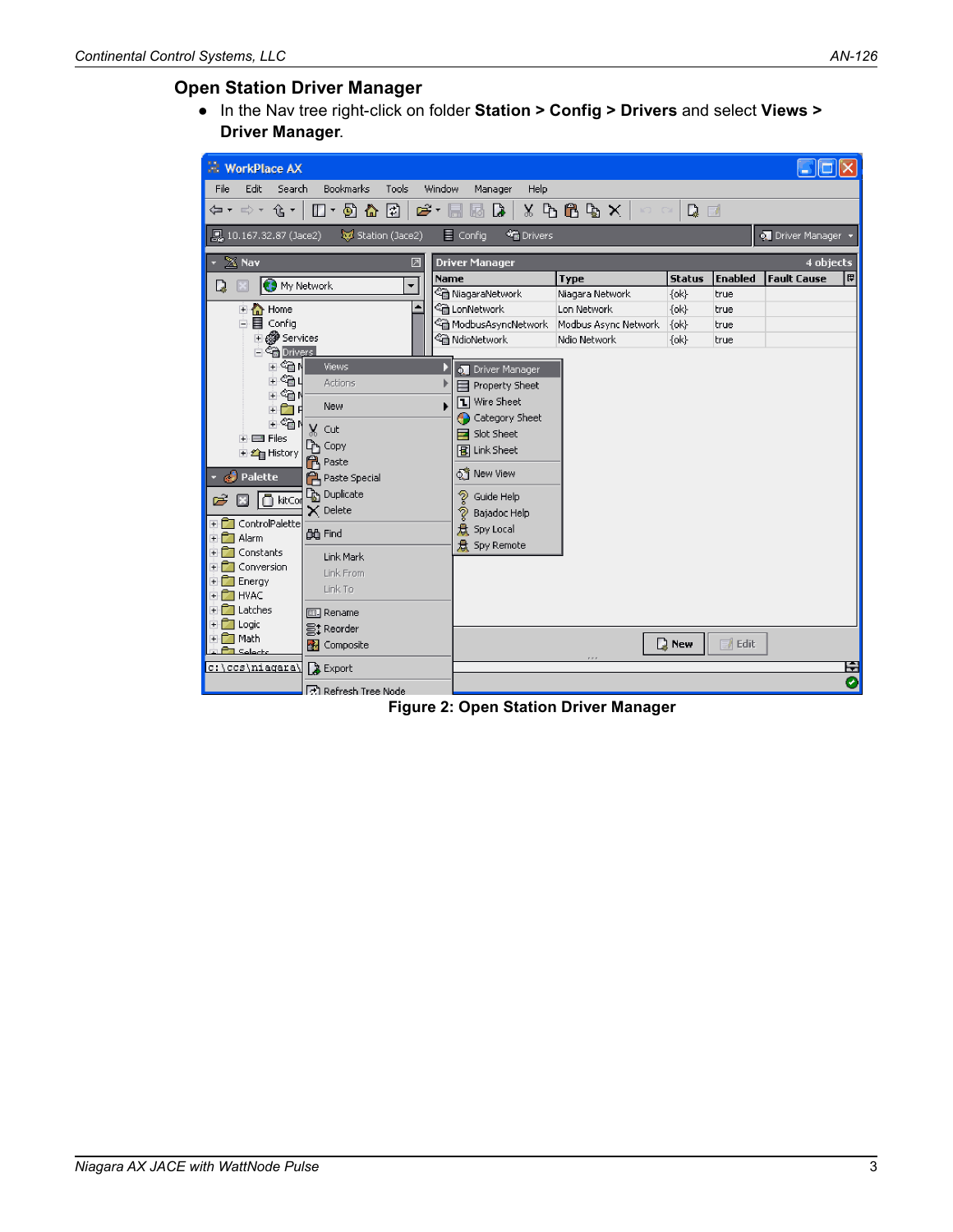## Open Station Driver Manager

- In the Nav tree right-click on folder **Station > Config > Drivers** and select **Views > Driver Manager**.

**Figure 2: Open Station Driver Manager**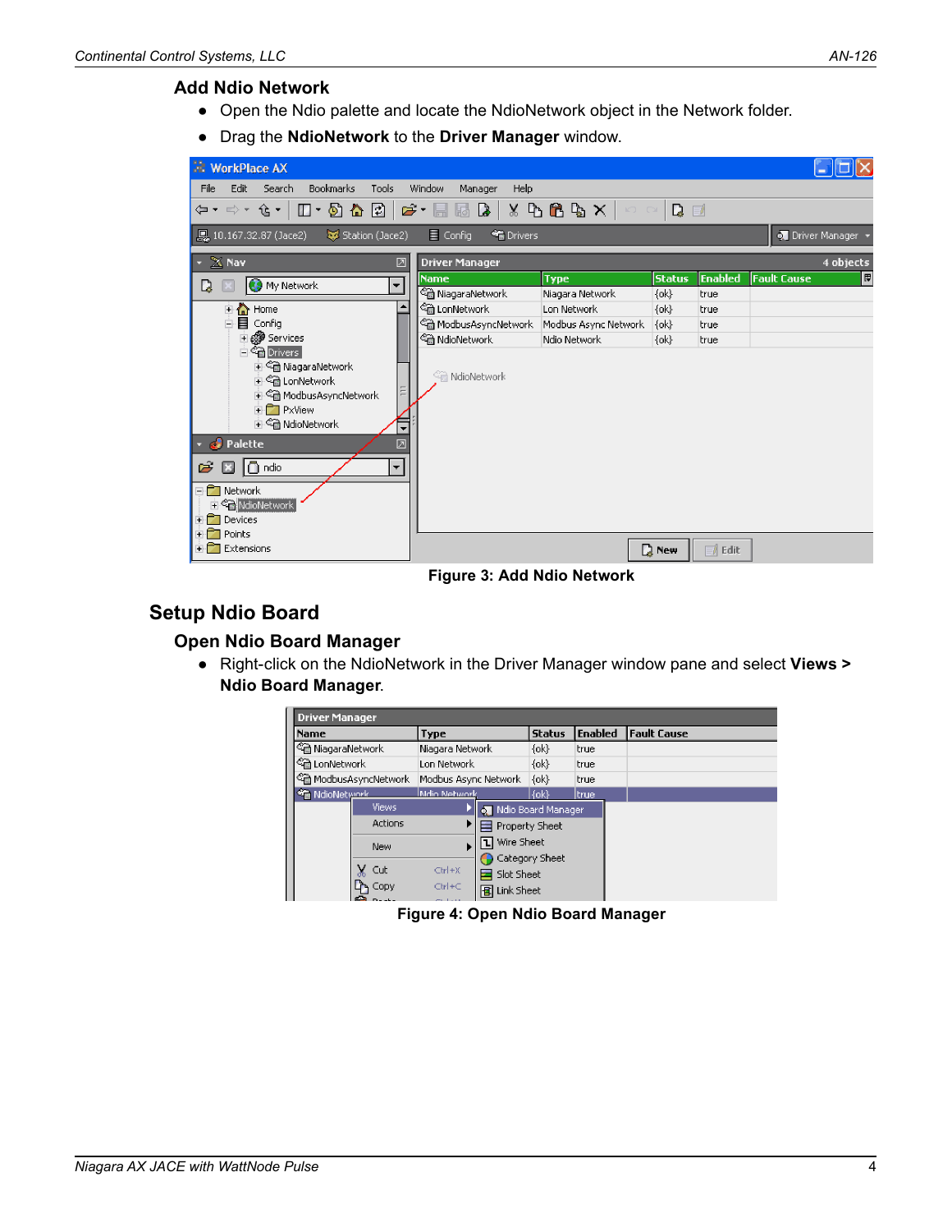### Add Ndio Network

- Open the Ndio palette and locate the NdioNetwork object in the Network folder.
- Drag the **NdioNetwork** to the **Driver Manager** window.

Figure 3: Add Ndio Network

## Setup Ndio Board

### Open Ndio Board Manager

- Right-click on the NdioNetwork in the Driver Manager window pane and select **Views > Ndio Board Manager**.

Figure 4: Open Ndio Board Manager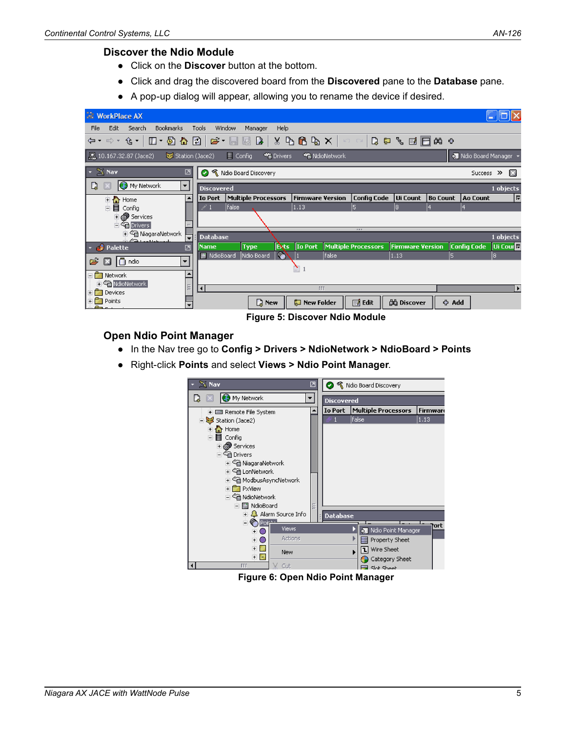## Discover the Ndio Module

- Click on the **Discover** button at the bottom.
- Click and drag the discovered board from the **Discovered** pane to the **Database** pane.
- A pop-up dialog will appear, allowing you to rename the device if desired.

**Figure 5: Discover Ndio Module**

## Open Ndio Point Manager

- In the Nav tree go to **Config > Drivers > NdioNetwork > NdioBoard > Points**
- Right-click **Points** and select **Views > Ndio Point Manager**.

**Figure 6: Open Ndio Point Manager**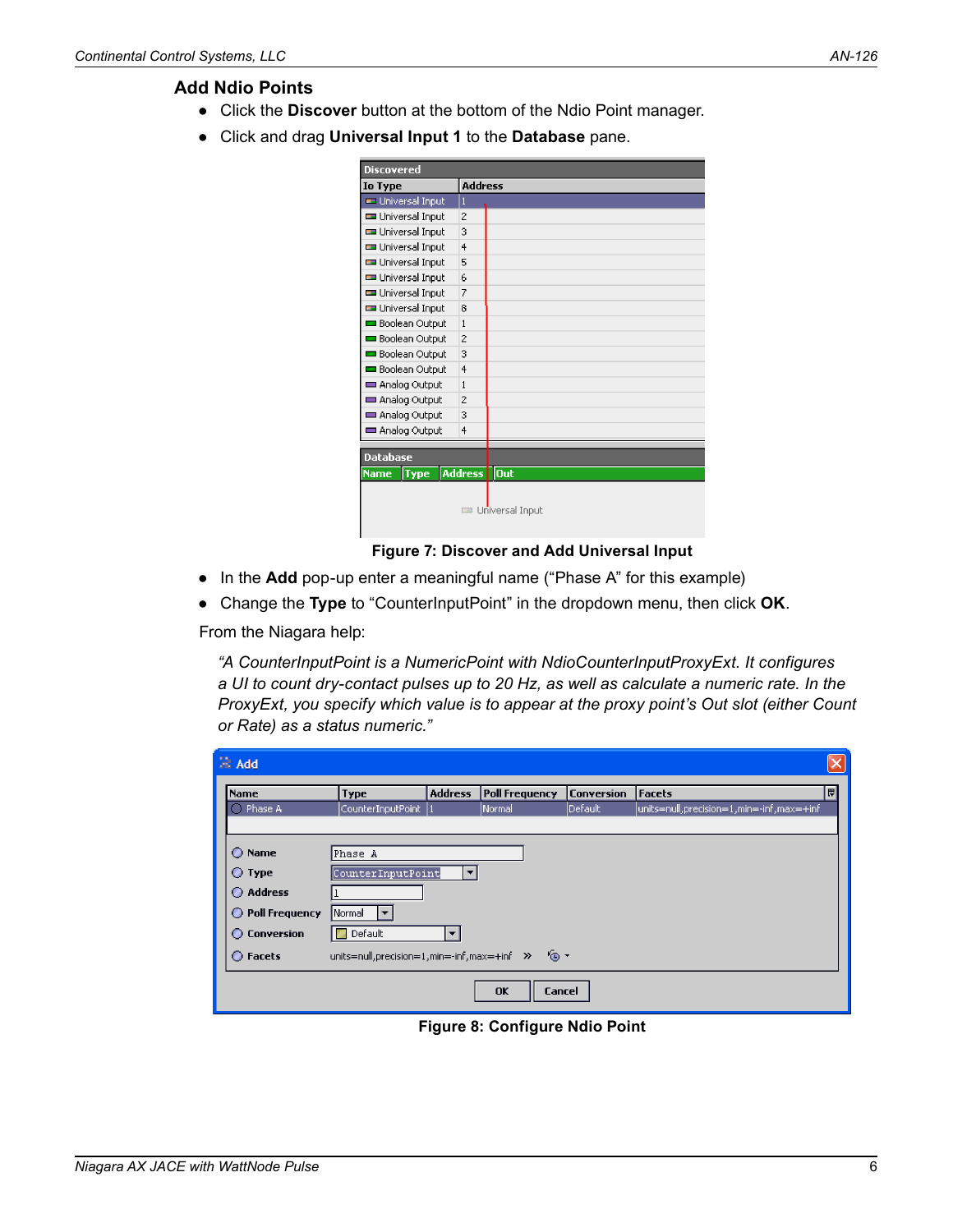## Add Ndio Points

- Click the **Discover** button at the bottom of the Ndio Point manager.
- Click and drag **Universal Input 1** to the **Database** pane.

**Figure 7: Discover and Add Universal Input**

- In the **Add** pop-up enter a meaningful name ("Phase A" for this example)
- Change the **Type** to "CounterInputPoint" in the dropdown menu, then click **OK**.

From the Niagara help:

> *"A CounterInputPoint is a NumericPoint with NdioCounterInputProxyExt. It configures a UI to count dry-contact pulses up to 20 Hz, as well as calculate a numeric rate. In the ProxyExt, you specify which value is to appear at the proxy point's Out slot (either Count or Rate) as a status numeric."*

**Figure 8: Configure Ndio Point**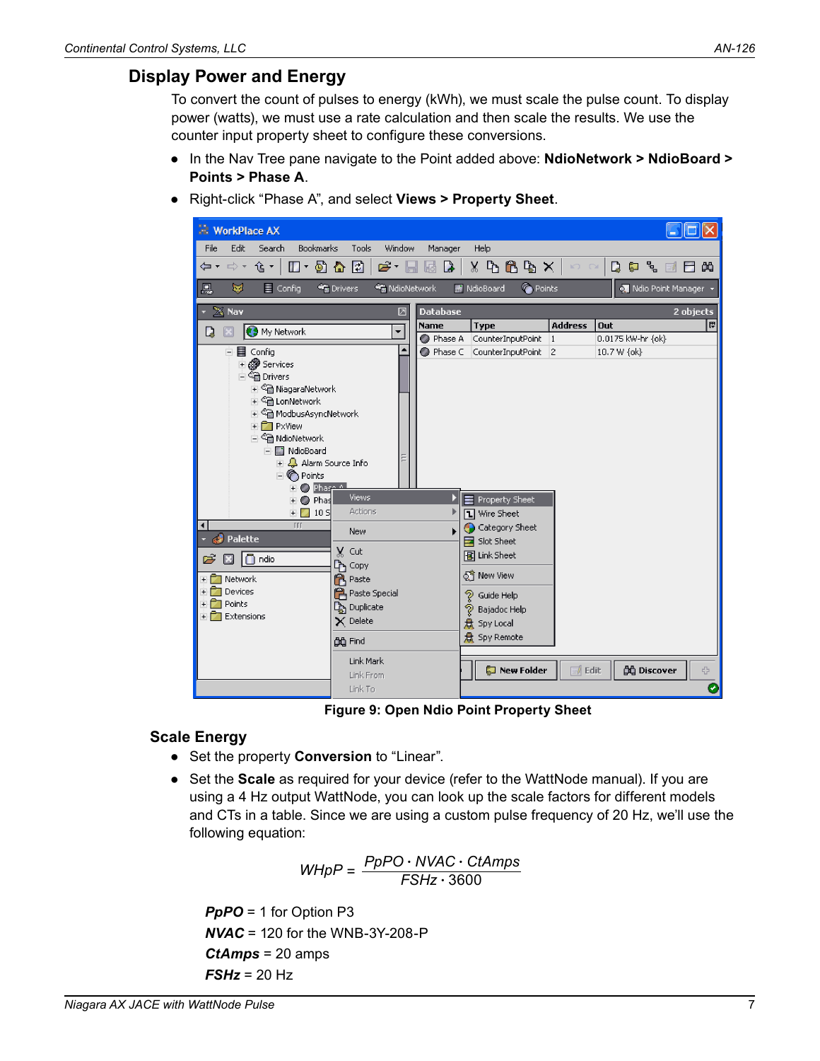## Display Power and Energy

To convert the count of pulses to energy (kWh), we must scale the pulse count. To display power (watts), we must use a rate calculation and then scale the results. We use the counter input property sheet to configure these conversions.

- In the Nav Tree pane navigate to the Point added above: **NdioNetwork > NdioBoard > Points > Phase A**.
- Right-click "Phase A", and select **Views > Property Sheet**.

**Figure 9: Open Ndio Point Property Sheet**

### Scale Energy

- Set the property **Conversion** to "Linear".
- Set the **Scale** as required for your device (refer to the WattNode manual). If you are using a 4 Hz output WattNode, you can look up the scale factors for different models and CTs in a table. Since we are using a custom pulse frequency of 20 Hz, we'll use the following equation:

$$WHpP = \frac{PpPO \cdot NVAC \cdot CtAmps}{FSHz \cdot 3600}$$

***PpPO*** = 1 for Option P3

***NVAC*** = 120 for the WNB-3Y-208-P

***CtAmps*** = 20 amps

***FSHz*** = 20 Hz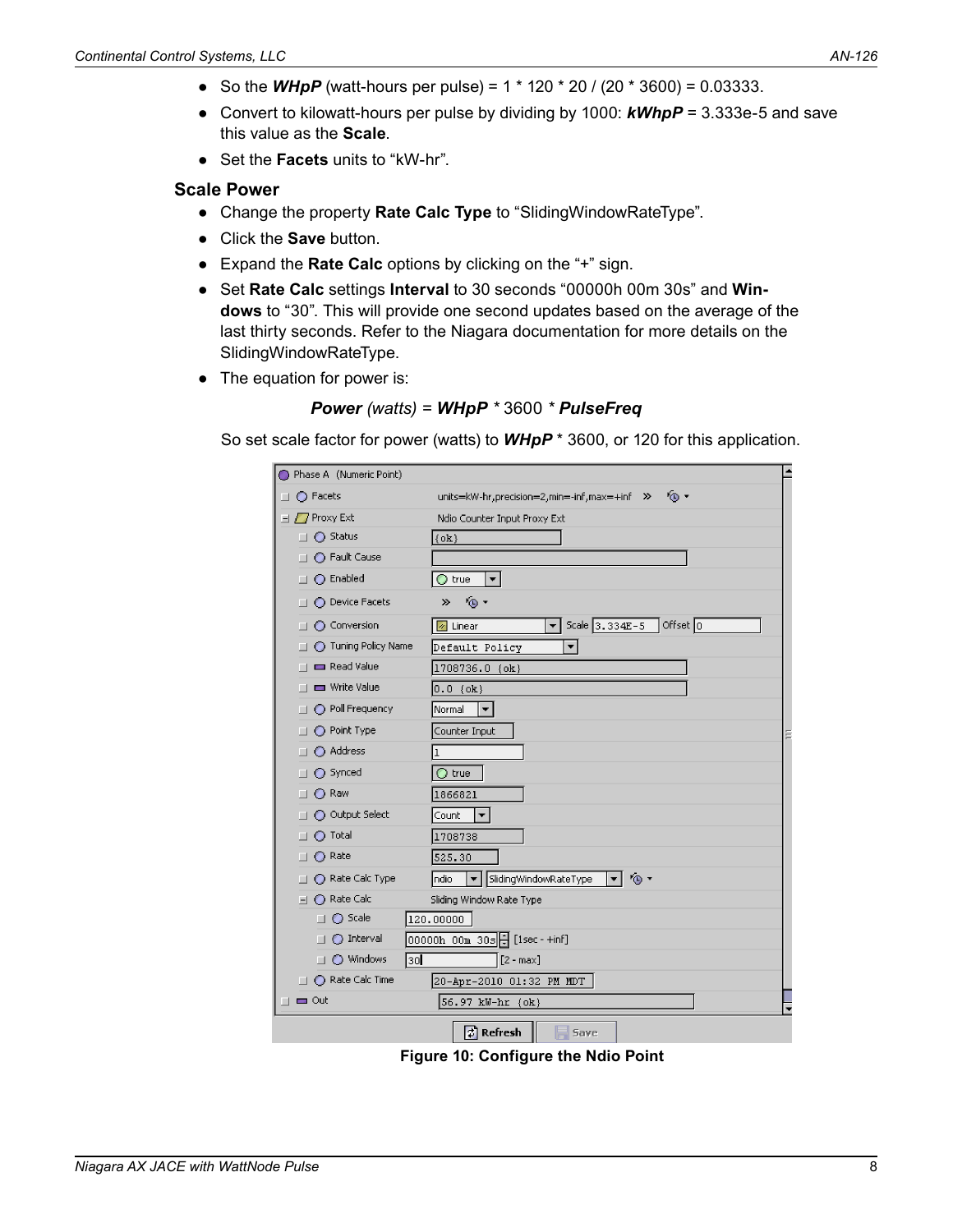- So the ***WHpP*** (watt-hours per pulse) = 1 * 120 * 20 / (20 * 3600) = 0.03333.
- Convert to kilowatt-hours per pulse by dividing by 1000: ***kWhpP*** = 3.333e-5 and save this value as the **Scale**.
- Set the **Facets** units to "kW-hr".

### Scale Power

- Change the property **Rate Calc Type** to "SlidingWindowRateType".
- Click the **Save** button.
- Expand the **Rate Calc** options by clicking on the "+" sign.
- Set **Rate Calc** settings **Interval** to 30 seconds "00000h 00m 30s" and **Windows** to "30". This will provide one second updates based on the average of the last thirty seconds. Refer to the Niagara documentation for more details on the SlidingWindowRateType.
- The equation for power is:

$$\textbf{Power} \text{ (watts)} = \textbf{WHpP} * 3600 * \textbf{PulseFreq}$$

So set scale factor for power (watts) to ***WHpP*** * 3600, or 120 for this application.

**Figure 10: Configure the Ndio Point**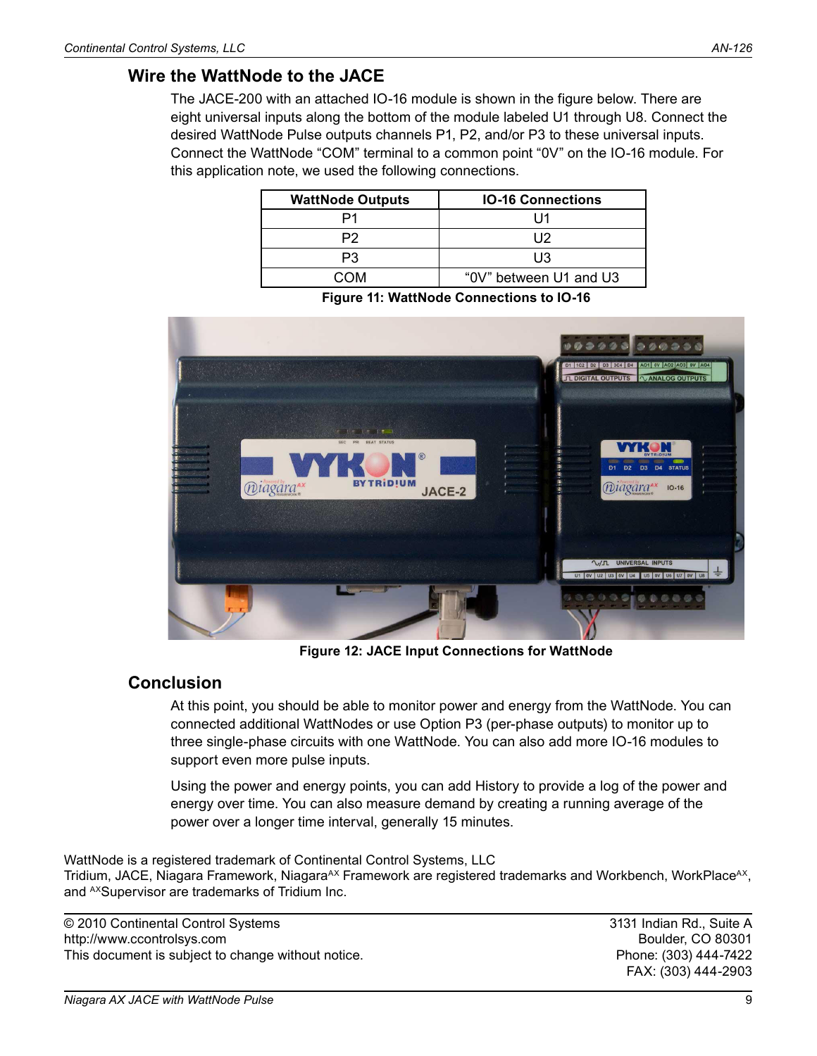## Wire the WattNode to the JACE

The JACE-200 with an attached IO-16 module is shown in the figure below. There are eight universal inputs along the bottom of the module labeled U1 through U8. Connect the desired WattNode Pulse outputs channels P1, P2, and/or P3 to these universal inputs. Connect the WattNode "COM" terminal to a common point "0V" on the IO-16 module. For this application note, we used the following connections.

| WattNode Outputs | IO-16 Connections |
|---|---|
| P1 | U1 |
| P2 | U2 |
| P3 | U3 |
| COM | "0V" between U1 and U3 |

**Figure 11: WattNode Connections to IO-16**

**Figure 12: JACE Input Connections for WattNode**

## Conclusion

At this point, you should be able to monitor power and energy from the WattNode. You can connected additional WattNodes or use Option P3 (per-phase outputs) to monitor up to three single-phase circuits with one WattNode. You can also add more IO-16 modules to support even more pulse inputs.

Using the power and energy points, you can add History to provide a log of the power and energy over time. You can also measure demand by creating a running average of the power over a longer time interval, generally 15 minutes.

WattNode is a registered trademark of Continental Control Systems, LLC
Tridium, JACE, Niagara Framework, Niagara[AX] Framework are registered trademarks and Workbench, WorkPlace[AX], and [AX]Supervisor are trademarks of Tridium Inc.

© 2010 Continental Control Systems
http://www.ccontrolsys.com
This document is subject to change without notice.

3131 Indian Rd., Suite A
Boulder, CO 80301
Phone: (303) 444-7422
FAX: (303) 444-2903